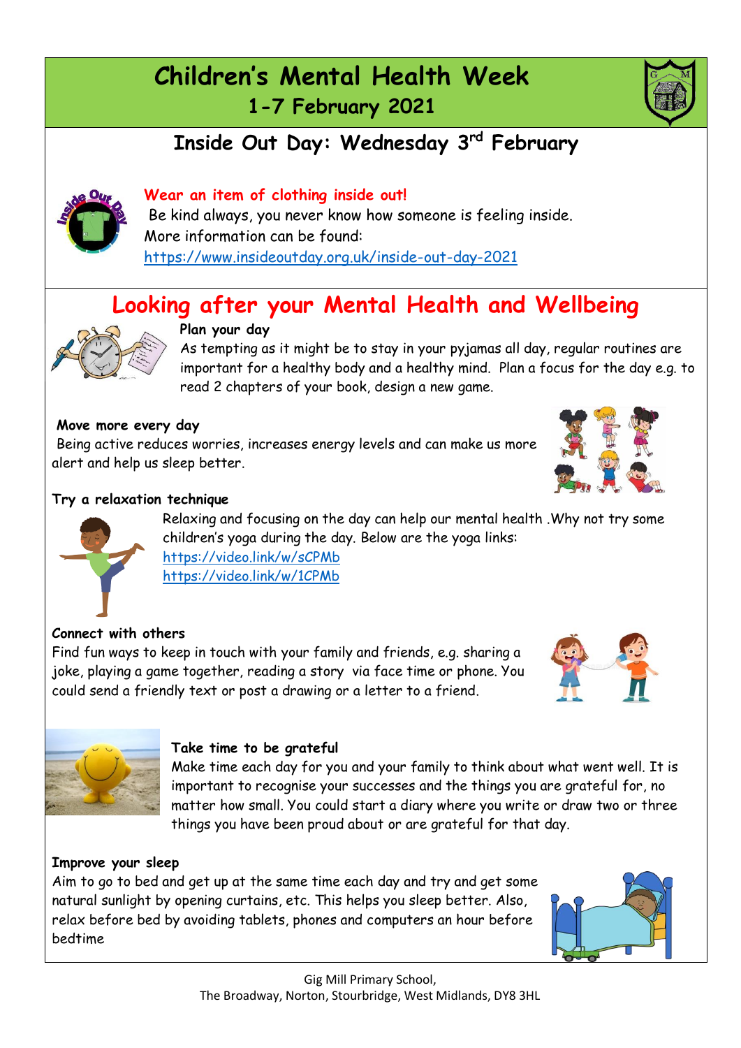# Children's Mental Health Week

## 1-7 February 2021

## Inside Out Day: Wednesday 3rd February

**Wear an item of clothing inside out!**

Be kind always, you never know how someone is feeling inside.
More information can be found:
https://www.insideoutday.org.uk/inside-out-day-2021

## Looking after your Mental Health and Wellbeing

**Plan your day**

As tempting as it might be to stay in your pyjamas all day, regular routines are important for a healthy body and a healthy mind. Plan a focus for the day e.g. to read 2 chapters of your book, design a new game.

**Move more every day**

Being active reduces worries, increases energy levels and can make us more alert and help us sleep better.

**Try a relaxation technique**

Relaxing and focusing on the day can help our mental health .Why not try some children's yoga during the day. Below are the yoga links:
https://video.link/w/sCPMb
https://video.link/w/1CPMb

**Connect with others**

Find fun ways to keep in touch with your family and friends, e.g. sharing a joke, playing a game together, reading a story via face time or phone. You could send a friendly text or post a drawing or a letter to a friend.

**Take time to be grateful**

Make time each day for you and your family to think about what went well. It is important to recognise your successes and the things you are grateful for, no matter how small. You could start a diary where you write or draw two or three things you have been proud about or are grateful for that day.

**Improve your sleep**

Aim to go to bed and get up at the same time each day and try and get some natural sunlight by opening curtains, etc. This helps you sleep better. Also, relax before bed by avoiding tablets, phones and computers an hour before bedtime

Gig Mill Primary School,
The Broadway, Norton, Stourbridge, West Midlands, DY8 3HL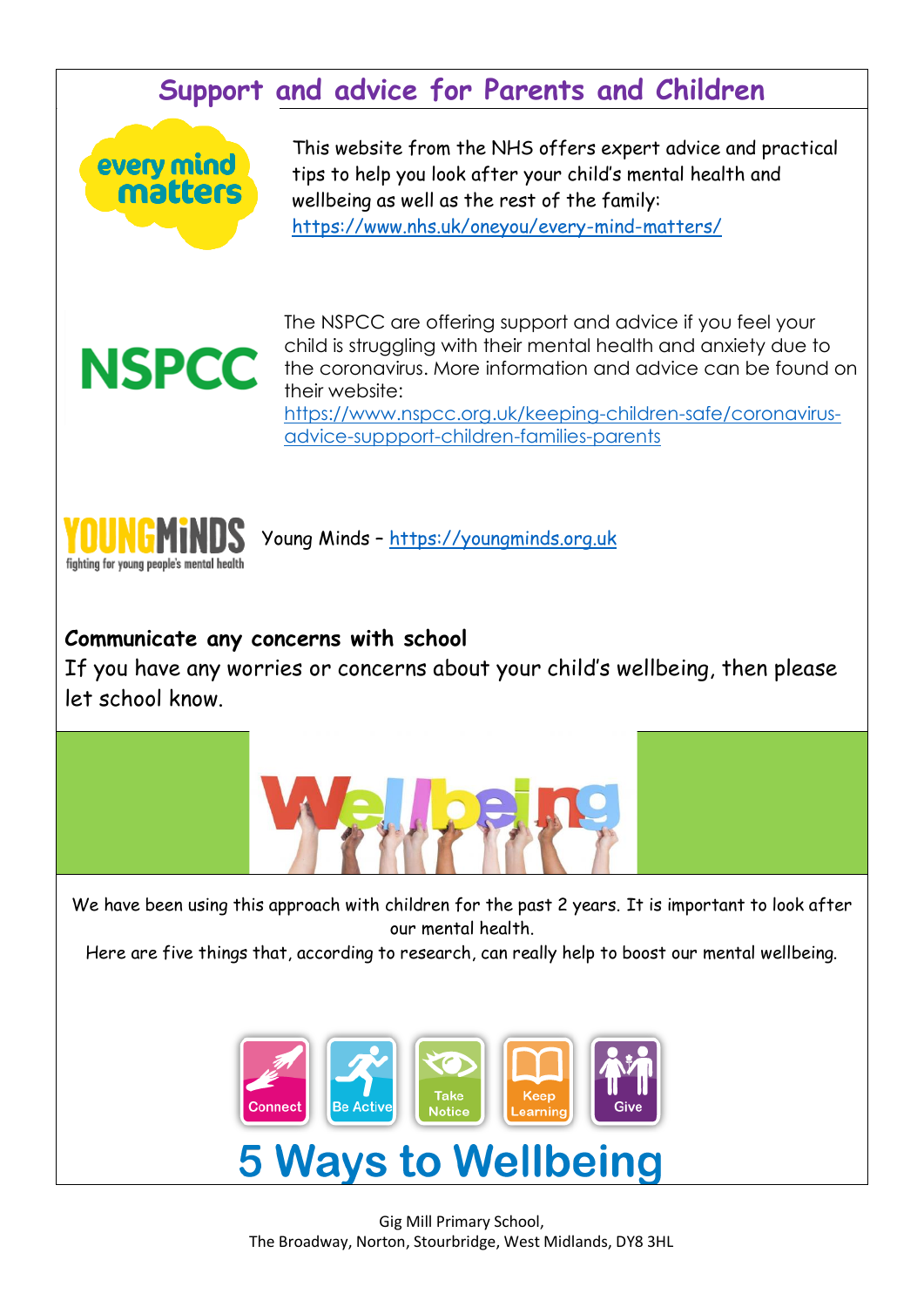## Support and advice for Parents and Children

This website from the NHS offers expert advice and practical tips to help you look after your child's mental health and wellbeing as well as the rest of the family: https://www.nhs.uk/oneyou/every-mind-matters/

The NSPCC are offering support and advice if you feel your child is struggling with their mental health and anxiety due to the coronavirus. More information and advice can be found on their website: https://www.nspcc.org.uk/keeping-children-safe/coronavirus-advice-suppport-children-families-parents

Young Minds – https://youngminds.org.uk

**Communicate any concerns with school**

If you have any worries or concerns about your child's wellbeing, then please let school know.

We have been using this approach with children for the past 2 years. It is important to look after our mental health.

Here are five things that, according to research, can really help to boost our mental wellbeing.

- Connect
- Be Active
- Take Notice
- Keep Learning
- Give

## 5 Ways to Wellbeing

Gig Mill Primary School,
The Broadway, Norton, Stourbridge, West Midlands, DY8 3HL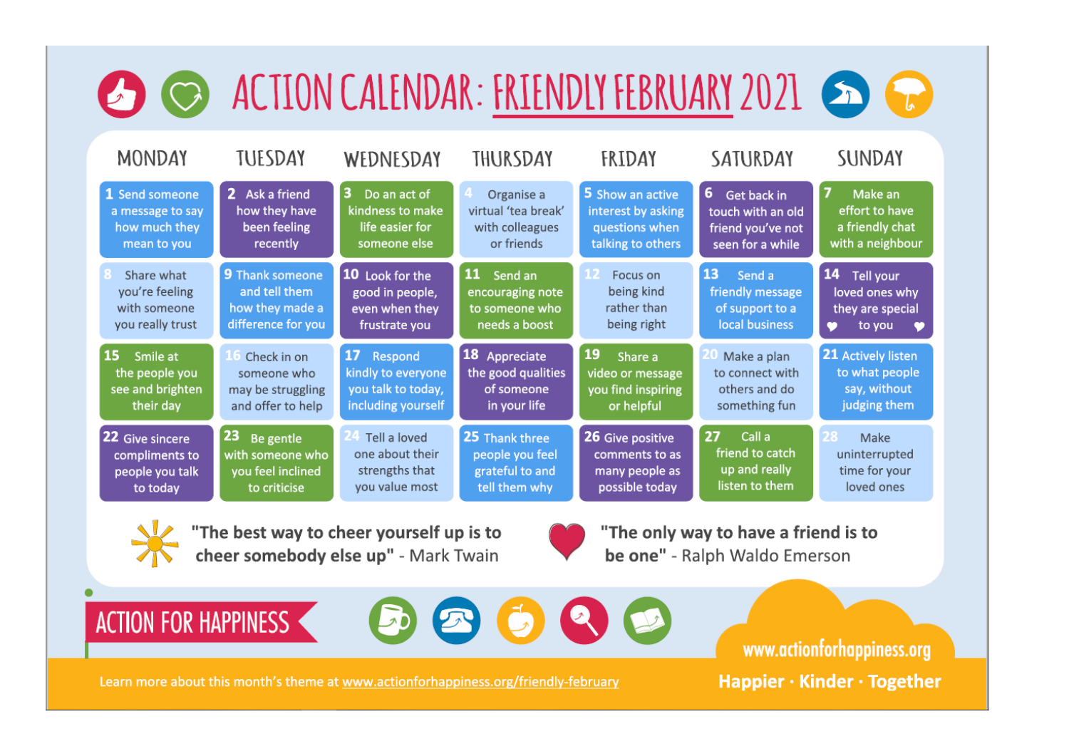# ACTION CALENDAR: FRIENDLY FEBRUARY 2021

| MONDAY | TUESDAY | WEDNESDAY | THURSDAY | FRIDAY | SATURDAY | SUNDAY |
|---|---|---|---|---|---|---|
| 1 Send someone a message to say how much they mean to you | 2 Ask a friend how they have been feeling recently | 3 Do an act of kindness to make life easier for someone else | 4 Organise a virtual 'tea break' with colleagues or friends | 5 Show an active interest by asking questions when talking to others | 6 Get back in touch with an old friend you've not seen for a while | 7 Make an effort to have a friendly chat with a neighbour |
| 8 Share what you're feeling with someone you really trust | 9 Thank someone and tell them how they made a difference for you | 10 Look for the good in people, even when they frustrate you | 11 Send an encouraging note to someone who needs a boost | 12 Focus on being kind rather than being right | 13 Send a friendly message of support to a local business | 14 Tell your loved ones why they are special to you |
| 15 Smile at the people you see and brighten their day | 16 Check in on someone who may be struggling and offer to help | 17 Respond kindly to everyone you talk to today, including yourself | 18 Appreciate the good qualities of someone in your life | 19 Share a video or message you find inspiring or helpful | 20 Make a plan to connect with others and do something fun | 21 Actively listen to what people say, without judging them |
| 22 Give sincere compliments to people you talk to today | 23 Be gentle with someone who you feel inclined to criticise | 24 Tell a loved one about their strengths that you value most | 25 Thank three people you feel grateful to and tell them why | 26 Give positive comments to as many people as possible today | 27 Call a friend to catch up and really listen to them | 28 Make uninterrupted time for your loved ones |

"The best way to cheer yourself up is to cheer somebody else up" - Mark Twain

"The only way to have a friend is to be one" - Ralph Waldo Emerson

ACTION FOR HAPPINESS

www.actionforhappiness.org

Learn more about this month's theme at www.actionforhappiness.org/friendly-february

Happier · Kinder · Together